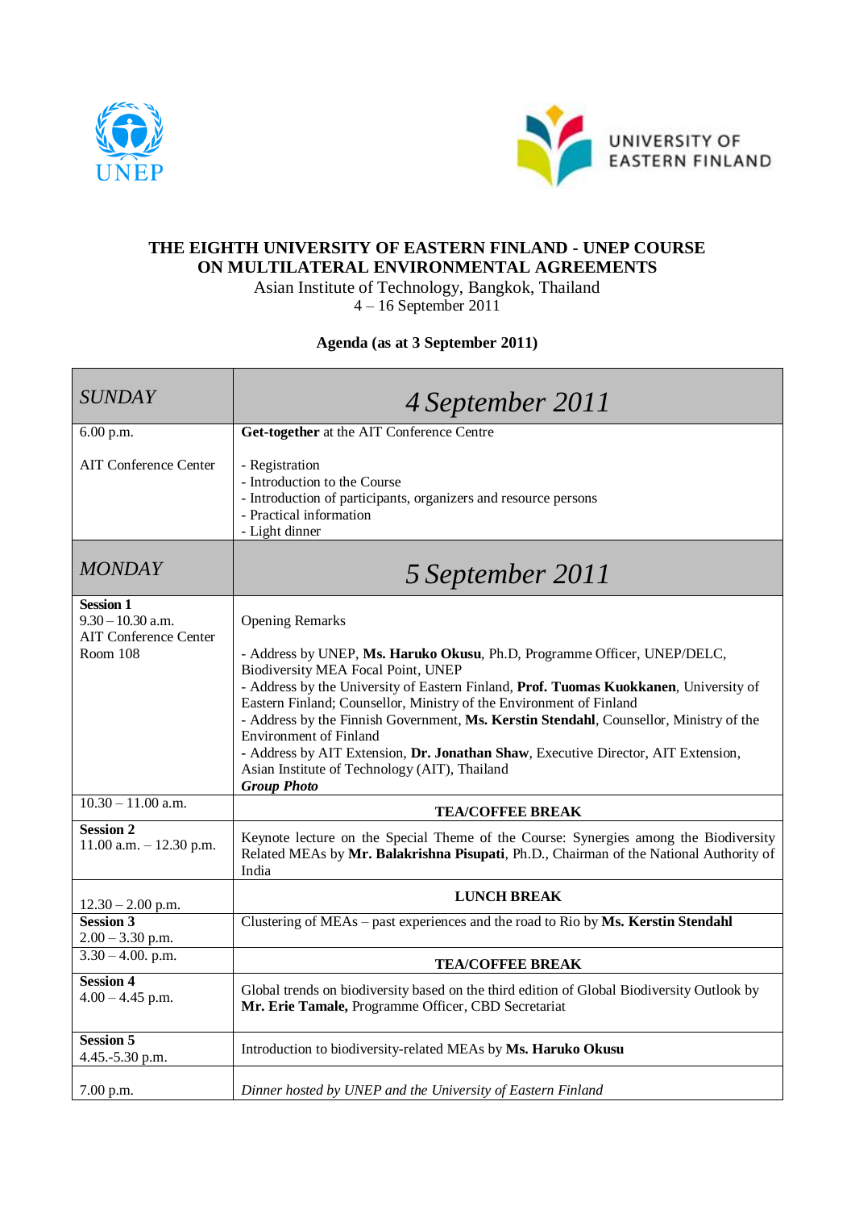**THE EIGHTH UNIVERSITY OF EASTERN FINLAND - UNEP COURSE ON MULTILATERAL ENVIRONMENTAL AGREEMENTS**

Asian Institute of Technology, Bangkok, Thailand
4 – 16 September 2011

**Agenda (as at 3 September 2011)**

| *SUNDAY* | *4 September 2011* |
|---|---|
| 6.00 p.m.<br><br>AIT Conference Center | **Get-together** at the AIT Conference Centre<br><br>- Registration<br>- Introduction to the Course<br>- Introduction of participants, organizers and resource persons<br>- Practical information<br>- Light dinner |
| *MONDAY* | *5 September 2011* |
| **Session 1**<br>9.30 – 10.30 a.m.<br>AIT Conference Center<br>Room 108 | Opening Remarks<br><br>- Address by UNEP, **Ms. Haruko Okusu**, Ph.D, Programme Officer, UNEP/DELC, Biodiversity MEA Focal Point, UNEP<br>- Address by the University of Eastern Finland, **Prof. Tuomas Kuokkanen**, University of Eastern Finland; Counsellor, Ministry of the Environment of Finland<br>- Address by the Finnish Government, **Ms. Kerstin Stendahl**, Counsellor, Ministry of the Environment of Finland<br>- Address by AIT Extension, **Dr. Jonathan Shaw**, Executive Director, AIT Extension, Asian Institute of Technology (AIT), Thailand<br>***Group Photo*** |
| 10.30 – 11.00 a.m. | **TEA/COFFEE BREAK** |
| **Session 2**<br>11.00 a.m. – 12.30 p.m. | Keynote lecture on the Special Theme of the Course: Synergies among the Biodiversity Related MEAs by **Mr. Balakrishna Pisupati**, Ph.D., Chairman of the National Authority of India |
| 12.30 – 2.00 p.m. | **LUNCH BREAK** |
| **Session 3**<br>2.00 – 3.30 p.m. | Clustering of MEAs – past experiences and the road to Rio by **Ms. Kerstin Stendahl** |
| 3.30 – 4.00. p.m. | **TEA/COFFEE BREAK** |
| **Session 4**<br>4.00 – 4.45 p.m. | Global trends on biodiversity based on the third edition of Global Biodiversity Outlook by **Mr. Erie Tamale,** Programme Officer, CBD Secretariat |
| **Session 5**<br>4.45.-5.30 p.m. | Introduction to biodiversity-related MEAs by **Ms. Haruko Okusu** |
| 7.00 p.m. | *Dinner hosted by UNEP and the University of Eastern Finland* |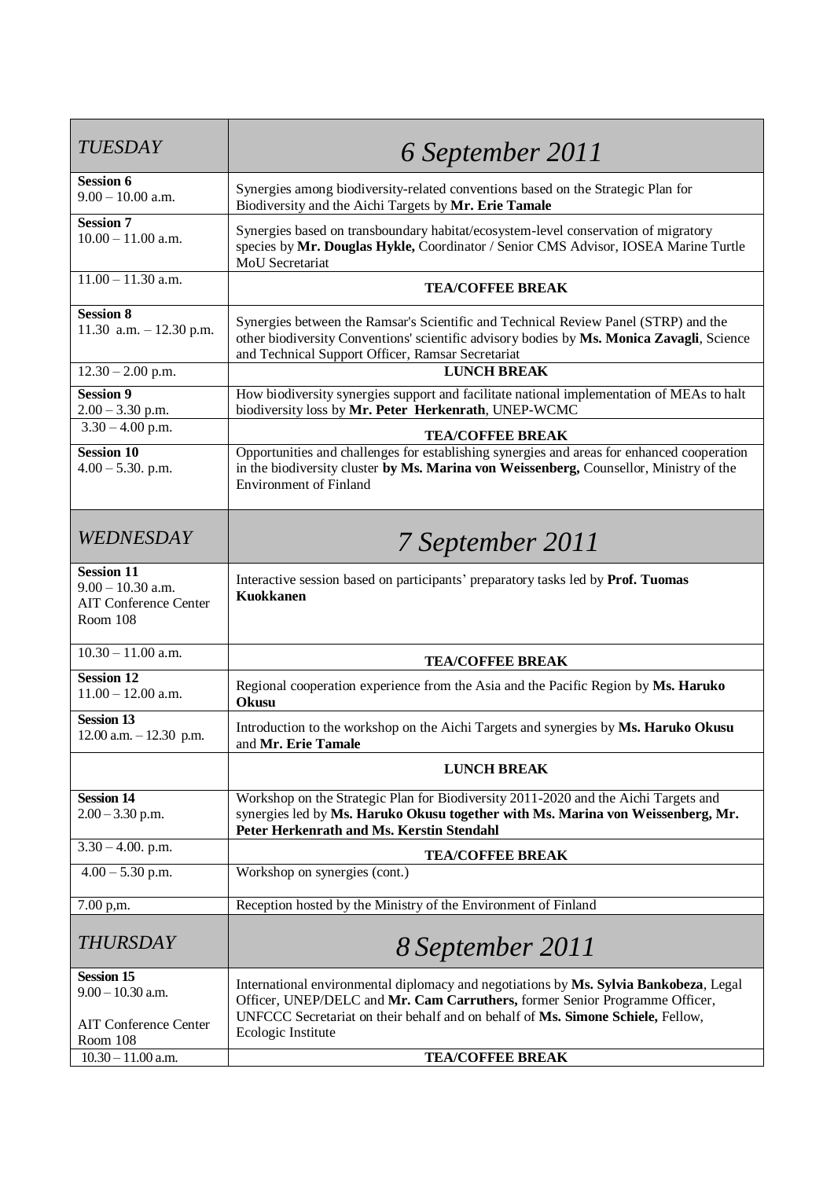| *TUESDAY* | *6 September 2011* |
|---|---|
| **Session 6**<br>9.00 – 10.00 a.m. | Synergies among biodiversity-related conventions based on the Strategic Plan for Biodiversity and the Aichi Targets by **Mr. Erie Tamale** |
| **Session 7**<br>10.00 – 11.00 a.m. | Synergies based on transboundary habitat/ecosystem-level conservation of migratory species by **Mr. Douglas Hykle,** Coordinator / Senior CMS Advisor, IOSEA Marine Turtle MoU Secretariat |
| 11.00 – 11.30 a.m. | **TEA/COFFEE BREAK** |
| **Session 8**<br>11.30 a.m. – 12.30 p.m. | Synergies between the Ramsar's Scientific and Technical Review Panel (STRP) and the other biodiversity Conventions' scientific advisory bodies by **Ms. Monica Zavagli**, Science and Technical Support Officer, Ramsar Secretariat |
| 12.30 – 2.00 p.m. | **LUNCH BREAK** |
| **Session 9**<br>2.00 – 3.30 p.m. | How biodiversity synergies support and facilitate national implementation of MEAs to halt biodiversity loss by **Mr. Peter Herkenrath**, UNEP-WCMC |
| 3.30 – 4.00 p.m. | **TEA/COFFEE BREAK** |
| **Session 10**<br>4.00 – 5.30. p.m. | Opportunities and challenges for establishing synergies and areas for enhanced cooperation in the biodiversity cluster **by Ms. Marina von Weissenberg,** Counsellor, Ministry of the Environment of Finland |
| *WEDNESDAY* | *7 September 2011* |
| **Session 11**<br>9.00 – 10.30 a.m.<br>AIT Conference Center Room 108 | Interactive session based on participants' preparatory tasks led by **Prof. Tuomas Kuokkanen** |
| 10.30 – 11.00 a.m. | **TEA/COFFEE BREAK** |
| **Session 12**<br>11.00 – 12.00 a.m. | Regional cooperation experience from the Asia and the Pacific Region by **Ms. Haruko Okusu** |
| **Session 13**<br>12.00 a.m. – 12.30 p.m. | Introduction to the workshop on the Aichi Targets and synergies by **Ms. Haruko Okusu** and **Mr. Erie Tamale** |
| | **LUNCH BREAK** |
| **Session 14**<br>2.00 – 3.30 p.m. | Workshop on the Strategic Plan for Biodiversity 2011-2020 and the Aichi Targets and synergies led by **Ms. Haruko Okusu together with Ms. Marina von Weissenberg, Mr. Peter Herkenrath and Ms. Kerstin Stendahl** |
| 3.30 – 4.00. p.m. | **TEA/COFFEE BREAK** |
| 4.00 – 5.30 p.m. | Workshop on synergies (cont.) |
| 7.00 p,m. | Reception hosted by the Ministry of the Environment of Finland |
| *THURSDAY* | *8 September 2011* |
| **Session 15**<br>9.00 – 10.30 a.m.<br>AIT Conference Center Room 108 | International environmental diplomacy and negotiations by **Ms. Sylvia Bankobeza**, Legal Officer, UNEP/DELC and **Mr. Cam Carruthers,** former Senior Programme Officer, UNFCCC Secretariat on their behalf and on behalf of **Ms. Simone Schiele,** Fellow, Ecologic Institute |
| 10.30 – 11.00 a.m. | **TEA/COFFEE BREAK** |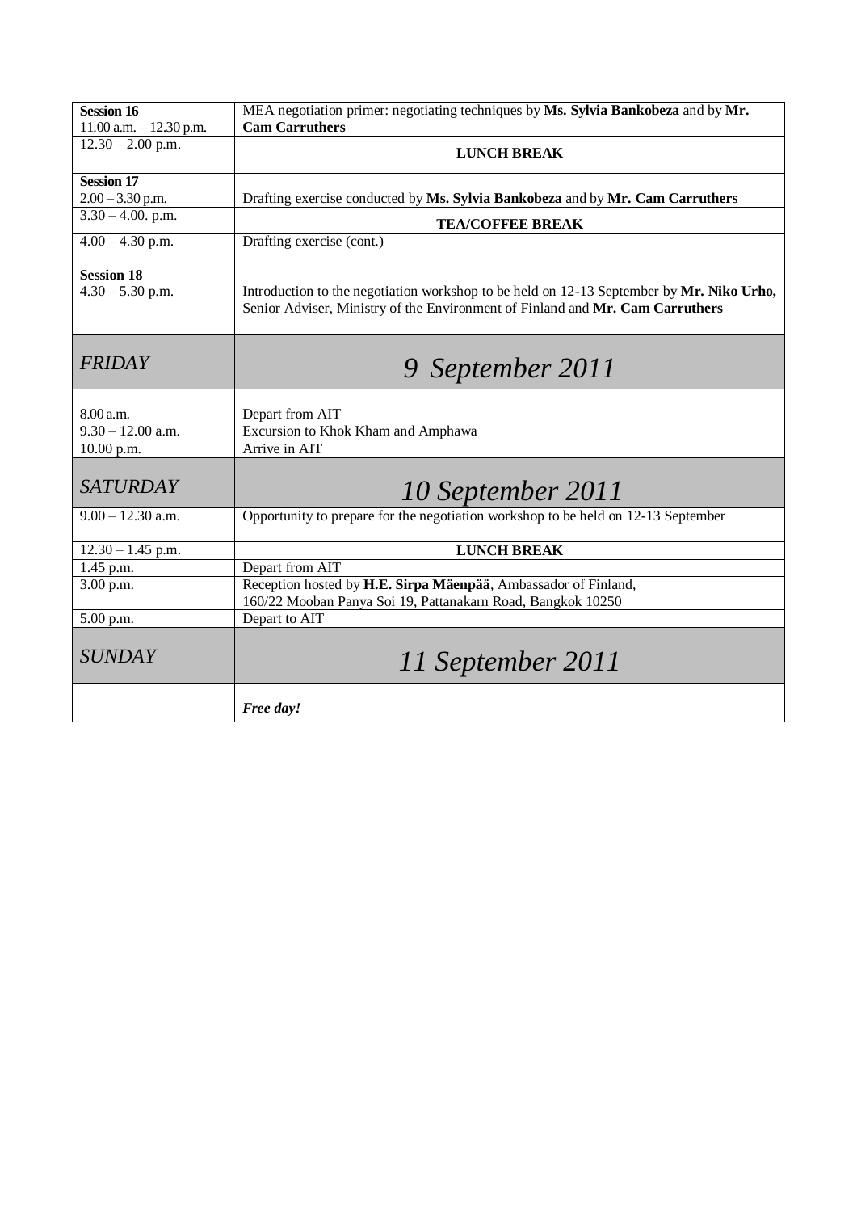| | |
|---|---|
| **Session 16**<br>11.00 a.m. – 12.30 p.m. | MEA negotiation primer: negotiating techniques by **Ms. Sylvia Bankobeza** and by **Mr. Cam Carruthers** |
| 12.30 – 2.00 p.m. | **LUNCH BREAK** |
| **Session 17**<br>2.00 – 3.30 p.m. | Drafting exercise conducted by **Ms. Sylvia Bankobeza** and by **Mr. Cam Carruthers** |
| 3.30 – 4.00. p.m. | **TEA/COFFEE BREAK** |
| 4.00 – 4.30 p.m. | Drafting exercise (cont.) |
| **Session 18**<br>4.30 – 5.30 p.m. | Introduction to the negotiation workshop to be held on 12-13 September by **Mr. Niko Urho,** Senior Adviser, Ministry of the Environment of Finland and **Mr. Cam Carruthers** |
| *FRIDAY* | *9 September 2011* |
| 8.00 a.m. | Depart from AIT |
| 9.30 – 12.00 a.m. | Excursion to Khok Kham and Amphawa |
| 10.00 p.m. | Arrive in AIT |
| *SATURDAY* | *10 September 2011* |
| 9.00 – 12.30 a.m. | Opportunity to prepare for the negotiation workshop to be held on 12-13 September |
| 12.30 – 1.45 p.m. | **LUNCH BREAK** |
| 1.45 p.m. | Depart from AIT |
| 3.00 p.m. | Reception hosted by **H.E. Sirpa Mäenpää**, Ambassador of Finland,<br>160/22 Mooban Panya Soi 19, Pattanakarn Road, Bangkok 10250 |
| 5.00 p.m. | Depart to AIT |
| *SUNDAY* | *11 September 2011* |
| | ***Free day!*** |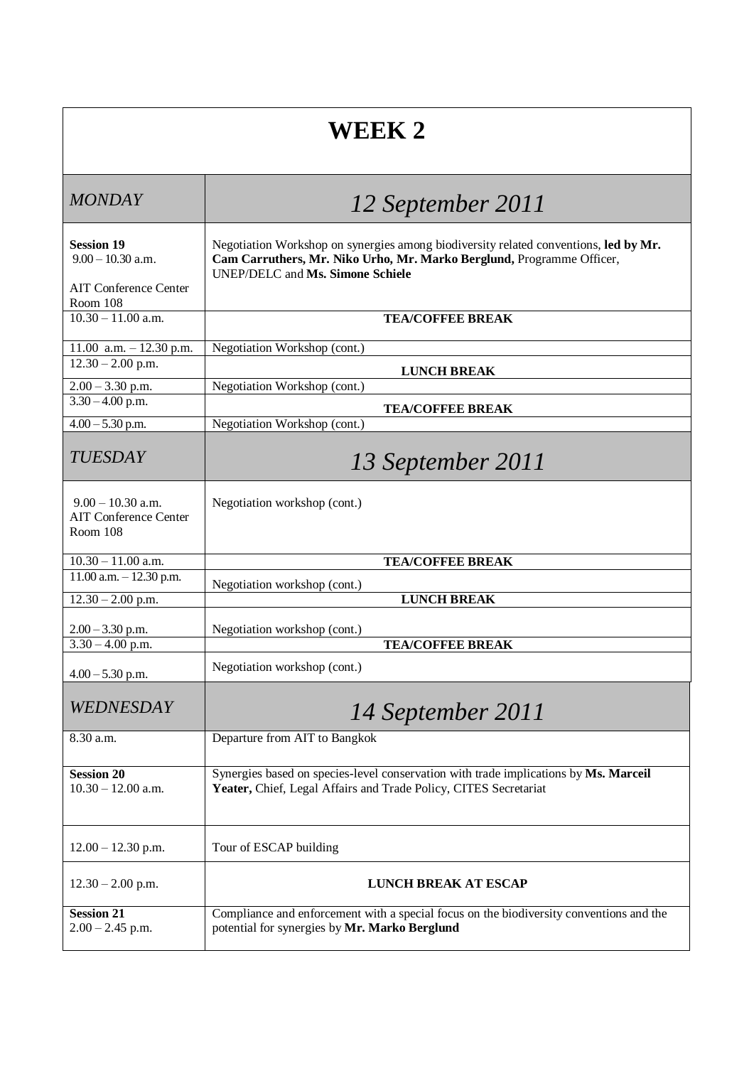# WEEK 2

| *MONDAY* | *12 September 2011* |
|---|---|
| **Session 19**<br>9.00 – 10.30 a.m.<br><br>AIT Conference Center Room 108 | Negotiation Workshop on synergies among biodiversity related conventions, **led by Mr. Cam Carruthers, Mr. Niko Urho, Mr. Marko Berglund,** Programme Officer, UNEP/DELC and **Ms. Simone Schiele** |
| 10.30 – 11.00 a.m. | **TEA/COFFEE BREAK** |
| 11.00 a.m. – 12.30 p.m. | Negotiation Workshop (cont.) |
| 12.30 – 2.00 p.m. | **LUNCH BREAK** |
| 2.00 – 3.30 p.m. | Negotiation Workshop (cont.) |
| 3.30 – 4.00 p.m. | **TEA/COFFEE BREAK** |
| 4.00 – 5.30 p.m. | Negotiation Workshop (cont.) |
| *TUESDAY* | *13 September 2011* |
| 9.00 – 10.30 a.m.<br>AIT Conference Center Room 108 | Negotiation workshop (cont.) |
| 10.30 – 11.00 a.m. | **TEA/COFFEE BREAK** |
| 11.00 a.m. – 12.30 p.m. | Negotiation workshop (cont.) |
| 12.30 – 2.00 p.m. | **LUNCH BREAK** |
| 2.00 – 3.30 p.m. | Negotiation workshop (cont.) |
| 3.30 – 4.00 p.m. | **TEA/COFFEE BREAK** |
| 4.00 – 5.30 p.m. | Negotiation workshop (cont.) |
| *WEDNESDAY* | *14 September 2011* |
| 8.30 a.m. | Departure from AIT to Bangkok |
| **Session 20**<br>10.30 – 12.00 a.m. | Synergies based on species-level conservation with trade implications by **Ms. Marceil Yeater,** Chief, Legal Affairs and Trade Policy, CITES Secretariat |
| 12.00 – 12.30 p.m. | Tour of ESCAP building |
| 12.30 – 2.00 p.m. | **LUNCH BREAK AT ESCAP** |
| **Session 21**<br>2.00 – 2.45 p.m. | Compliance and enforcement with a special focus on the biodiversity conventions and the potential for synergies by **Mr. Marko Berglund** |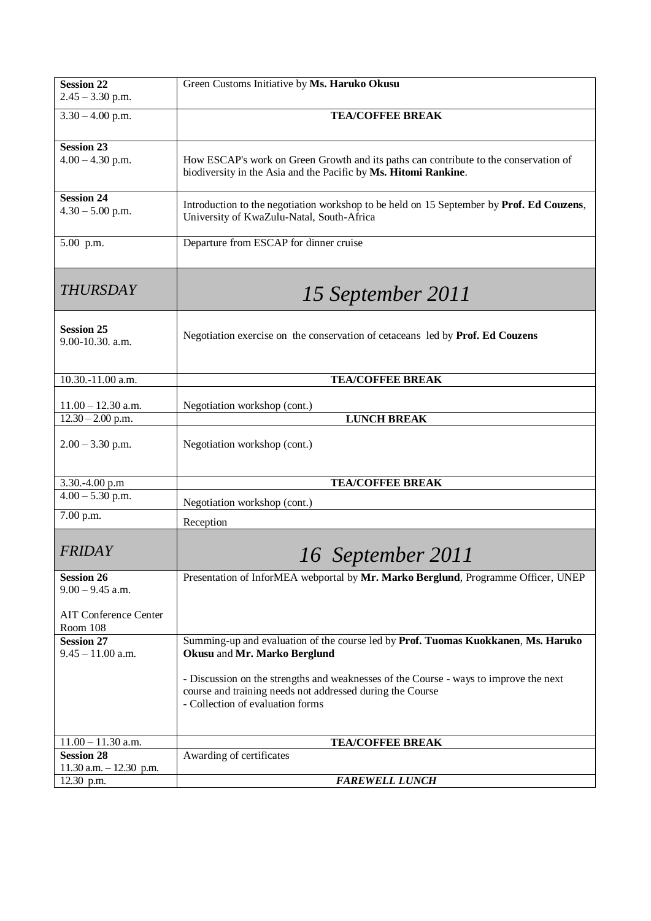| | |
|---|---|
| **Session 22**<br>2.45 – 3.30 p.m. | Green Customs Initiative by **Ms. Haruko Okusu** |
| 3.30 – 4.00 p.m. | **TEA/COFFEE BREAK** |
| **Session 23**<br>4.00 – 4.30 p.m. | How ESCAP's work on Green Growth and its paths can contribute to the conservation of biodiversity in the Asia and the Pacific by **Ms. Hitomi Rankine**. |
| **Session 24**<br>4.30 – 5.00 p.m. | Introduction to the negotiation workshop to be held on 15 September by **Prof. Ed Couzens**, University of KwaZulu-Natal, South-Africa |
| 5.00 p.m. | Departure from ESCAP for dinner cruise |
| *THURSDAY* | *15 September 2011* |
| **Session 25**<br>9.00-10.30. a.m. | Negotiation exercise on the conservation of cetaceans led by **Prof. Ed Couzens** |
| 10.30.-11.00 a.m. | **TEA/COFFEE BREAK** |
| 11.00 – 12.30 a.m. | Negotiation workshop (cont.) |
| 12.30 – 2.00 p.m. | **LUNCH BREAK** |
| 2.00 – 3.30 p.m. | Negotiation workshop (cont.) |
| 3.30.-4.00 p.m | **TEA/COFFEE BREAK** |
| 4.00 – 5.30 p.m. | Negotiation workshop (cont.) |
| 7.00 p.m. | Reception |
| *FRIDAY* | *16 September 2011* |
| **Session 26**<br>9.00 – 9.45 a.m.<br><br>AIT Conference Center Room 108 | Presentation of InforMEA webportal by **Mr. Marko Berglund**, Programme Officer, UNEP |
| **Session 27**<br>9.45 – 11.00 a.m. | Summing-up and evaluation of the course led by **Prof. Tuomas Kuokkanen**, **Ms. Haruko Okusu** and **Mr. Marko Berglund**<br><br>- Discussion on the strengths and weaknesses of the Course - ways to improve the next course and training needs not addressed during the Course<br>- Collection of evaluation forms |
| 11.00 – 11.30 a.m. | **TEA/COFFEE BREAK** |
| **Session 28**<br>11.30 a.m. – 12.30 p.m. | Awarding of certificates |
| 12.30 p.m. | ***FAREWELL LUNCH*** |